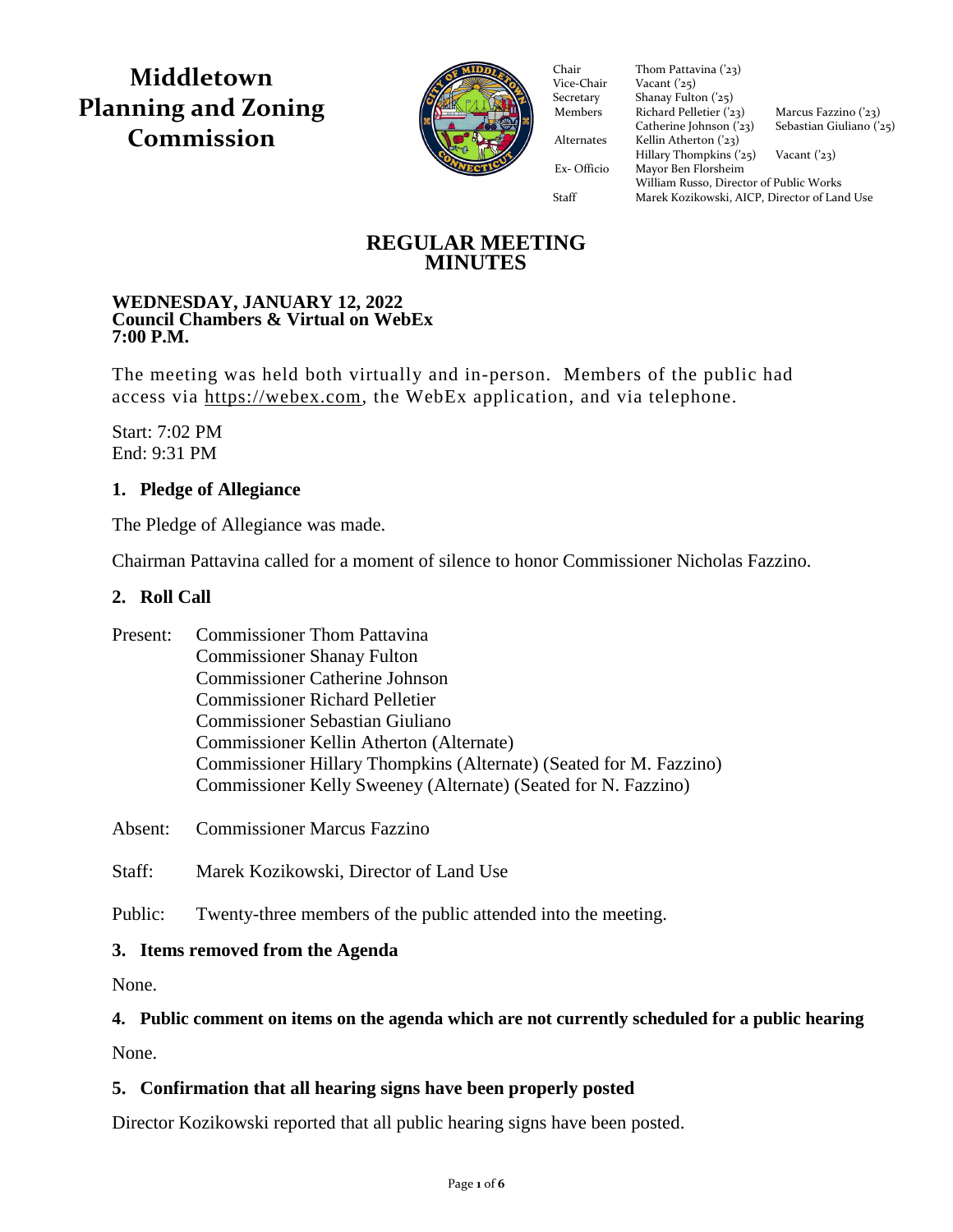# Middletown Planning and Zoning Commission

| | | |
|---|---|---|
| Chair | Thom Pattavina ('23) | |
| Vice-Chair | Vacant ('25) | |
| Secretary | Shanay Fulton ('25) | |
| Members | Richard Pelletier ('23) | Marcus Fazzino ('23) |
| | Catherine Johnson ('23) | Sebastian Giuliano ('25) |
| Alternates | Kellin Atherton ('23) | |
| | Hillary Thompkins ('25) | Vacant ('23) |
| Ex- Officio | Mayor Ben Florsheim | |
| | William Russo, Director of Public Works | |
| Staff | Marek Kozikowski, AICP, Director of Land Use | |

## REGULAR MEETING MINUTES

**WEDNESDAY, JANUARY 12, 2022**
**Council Chambers & Virtual on WebEx**
**7:00 P.M.**

The meeting was held both virtually and in-person. Members of the public had access via https://webex.com, the WebEx application, and via telephone.

Start: 7:02 PM
End: 9:31 PM

### 1. Pledge of Allegiance

The Pledge of Allegiance was made.

Chairman Pattavina called for a moment of silence to honor Commissioner Nicholas Fazzino.

### 2. Roll Call

Present: Commissioner Thom Pattavina
Commissioner Shanay Fulton
Commissioner Catherine Johnson
Commissioner Richard Pelletier
Commissioner Sebastian Giuliano
Commissioner Kellin Atherton (Alternate)
Commissioner Hillary Thompkins (Alternate) (Seated for M. Fazzino)
Commissioner Kelly Sweeney (Alternate) (Seated for N. Fazzino)

Absent: Commissioner Marcus Fazzino

Staff: Marek Kozikowski, Director of Land Use

Public: Twenty-three members of the public attended into the meeting.

### 3. Items removed from the Agenda

None.

### 4. Public comment on items on the agenda which are not currently scheduled for a public hearing

None.

### 5. Confirmation that all hearing signs have been properly posted

Director Kozikowski reported that all public hearing signs have been posted.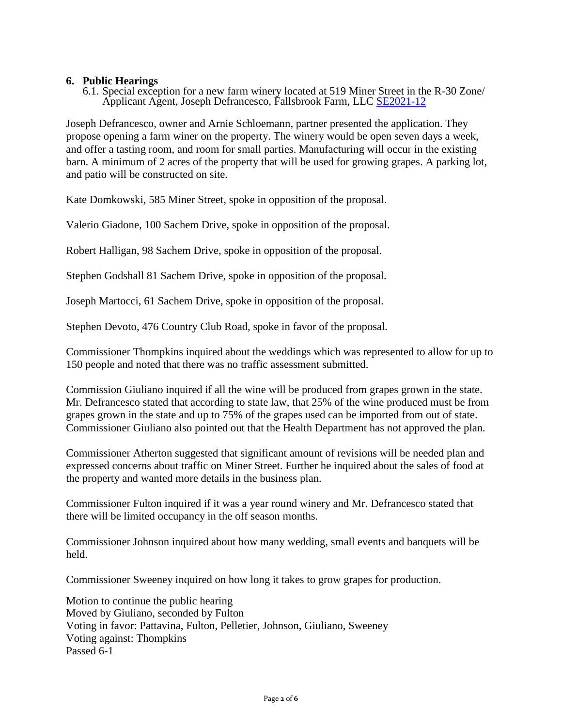## 6. Public Hearings

6.1. Special exception for a new farm winery located at 519 Miner Street in the R-30 Zone/ Applicant Agent, Joseph Defrancesco, Fallsbrook Farm, LLC SE2021-12

Joseph Defrancesco, owner and Arnie Schloemann, partner presented the application. They propose opening a farm winer on the property. The winery would be open seven days a week, and offer a tasting room, and room for small parties. Manufacturing will occur in the existing barn. A minimum of 2 acres of the property that will be used for growing grapes. A parking lot, and patio will be constructed on site.

Kate Domkowski, 585 Miner Street, spoke in opposition of the proposal.

Valerio Giadone, 100 Sachem Drive, spoke in opposition of the proposal.

Robert Halligan, 98 Sachem Drive, spoke in opposition of the proposal.

Stephen Godshall 81 Sachem Drive, spoke in opposition of the proposal.

Joseph Martocci, 61 Sachem Drive, spoke in opposition of the proposal.

Stephen Devoto, 476 Country Club Road, spoke in favor of the proposal.

Commissioner Thompkins inquired about the weddings which was represented to allow for up to 150 people and noted that there was no traffic assessment submitted.

Commission Giuliano inquired if all the wine will be produced from grapes grown in the state. Mr. Defrancesco stated that according to state law, that 25% of the wine produced must be from grapes grown in the state and up to 75% of the grapes used can be imported from out of state. Commissioner Giuliano also pointed out that the Health Department has not approved the plan.

Commissioner Atherton suggested that significant amount of revisions will be needed plan and expressed concerns about traffic on Miner Street. Further he inquired about the sales of food at the property and wanted more details in the business plan.

Commissioner Fulton inquired if it was a year round winery and Mr. Defrancesco stated that there will be limited occupancy in the off season months.

Commissioner Johnson inquired about how many wedding, small events and banquets will be held.

Commissioner Sweeney inquired on how long it takes to grow grapes for production.

Motion to continue the public hearing
Moved by Giuliano, seconded by Fulton
Voting in favor: Pattavina, Fulton, Pelletier, Johnson, Giuliano, Sweeney
Voting against: Thompkins
Passed 6-1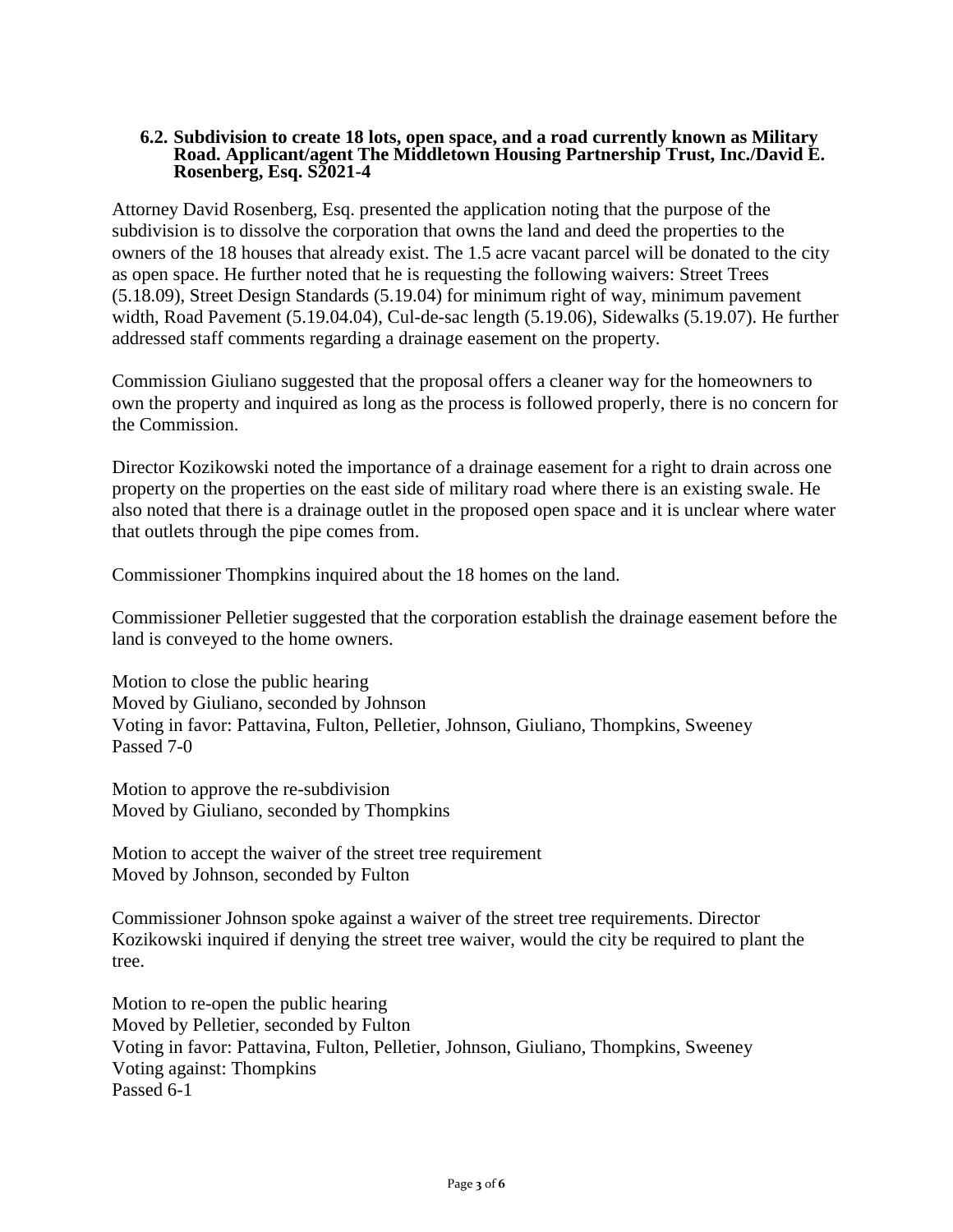### 6.2. Subdivision to create 18 lots, open space, and a road currently known as Military Road. Applicant/agent The Middletown Housing Partnership Trust, Inc./David E. Rosenberg, Esq. S2021-4

Attorney David Rosenberg, Esq. presented the application noting that the purpose of the subdivision is to dissolve the corporation that owns the land and deed the properties to the owners of the 18 houses that already exist. The 1.5 acre vacant parcel will be donated to the city as open space. He further noted that he is requesting the following waivers: Street Trees (5.18.09), Street Design Standards (5.19.04) for minimum right of way, minimum pavement width, Road Pavement (5.19.04.04), Cul-de-sac length (5.19.06), Sidewalks (5.19.07). He further addressed staff comments regarding a drainage easement on the property.

Commission Giuliano suggested that the proposal offers a cleaner way for the homeowners to own the property and inquired as long as the process is followed properly, there is no concern for the Commission.

Director Kozikowski noted the importance of a drainage easement for a right to drain across one property on the properties on the east side of military road where there is an existing swale. He also noted that there is a drainage outlet in the proposed open space and it is unclear where water that outlets through the pipe comes from.

Commissioner Thompkins inquired about the 18 homes on the land.

Commissioner Pelletier suggested that the corporation establish the drainage easement before the land is conveyed to the home owners.

Motion to close the public hearing
Moved by Giuliano, seconded by Johnson
Voting in favor: Pattavina, Fulton, Pelletier, Johnson, Giuliano, Thompkins, Sweeney
Passed 7-0

Motion to approve the re-subdivision
Moved by Giuliano, seconded by Thompkins

Motion to accept the waiver of the street tree requirement
Moved by Johnson, seconded by Fulton

Commissioner Johnson spoke against a waiver of the street tree requirements. Director Kozikowski inquired if denying the street tree waiver, would the city be required to plant the tree.

Motion to re-open the public hearing
Moved by Pelletier, seconded by Fulton
Voting in favor: Pattavina, Fulton, Pelletier, Johnson, Giuliano, Thompkins, Sweeney
Voting against: Thompkins
Passed 6-1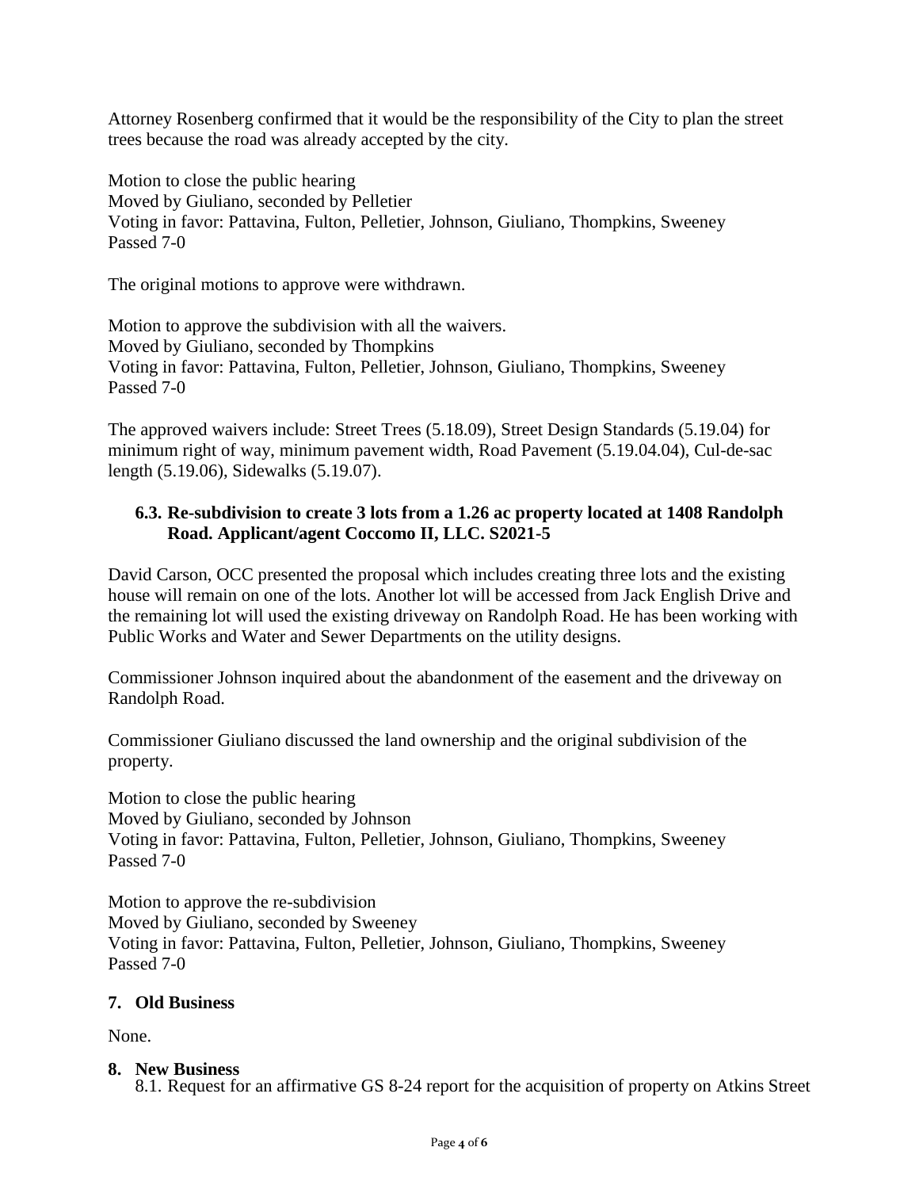Attorney Rosenberg confirmed that it would be the responsibility of the City to plan the street trees because the road was already accepted by the city.

Motion to close the public hearing
Moved by Giuliano, seconded by Pelletier
Voting in favor: Pattavina, Fulton, Pelletier, Johnson, Giuliano, Thompkins, Sweeney
Passed 7-0

The original motions to approve were withdrawn.

Motion to approve the subdivision with all the waivers.
Moved by Giuliano, seconded by Thompkins
Voting in favor: Pattavina, Fulton, Pelletier, Johnson, Giuliano, Thompkins, Sweeney
Passed 7-0

The approved waivers include: Street Trees (5.18.09), Street Design Standards (5.19.04) for minimum right of way, minimum pavement width, Road Pavement (5.19.04.04), Cul-de-sac length (5.19.06), Sidewalks (5.19.07).

### 6.3. Re-subdivision to create 3 lots from a 1.26 ac property located at 1408 Randolph Road. Applicant/agent Coccomo II, LLC. S2021-5

David Carson, OCC presented the proposal which includes creating three lots and the existing house will remain on one of the lots. Another lot will be accessed from Jack English Drive and the remaining lot will used the existing driveway on Randolph Road. He has been working with Public Works and Water and Sewer Departments on the utility designs.

Commissioner Johnson inquired about the abandonment of the easement and the driveway on Randolph Road.

Commissioner Giuliano discussed the land ownership and the original subdivision of the property.

Motion to close the public hearing
Moved by Giuliano, seconded by Johnson
Voting in favor: Pattavina, Fulton, Pelletier, Johnson, Giuliano, Thompkins, Sweeney
Passed 7-0

Motion to approve the re-subdivision
Moved by Giuliano, seconded by Sweeney
Voting in favor: Pattavina, Fulton, Pelletier, Johnson, Giuliano, Thompkins, Sweeney
Passed 7-0

## 7. Old Business

None.

## 8. New Business

8.1. Request for an affirmative GS 8-24 report for the acquisition of property on Atkins Street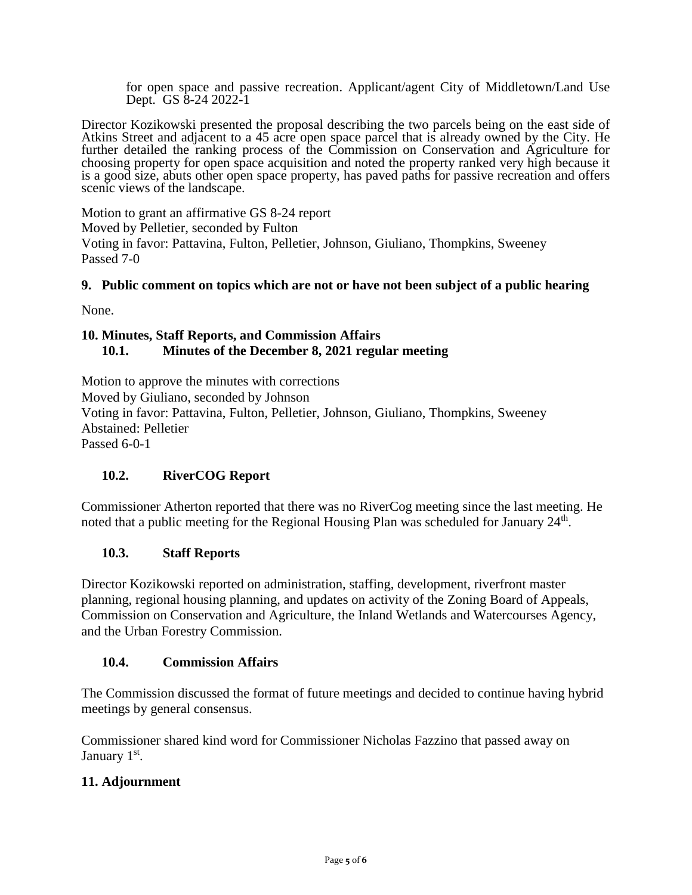for open space and passive recreation. Applicant/agent City of Middletown/Land Use Dept. GS 8-24 2022-1

Director Kozikowski presented the proposal describing the two parcels being on the east side of Atkins Street and adjacent to a 45 acre open space parcel that is already owned by the City. He further detailed the ranking process of the Commission on Conservation and Agriculture for choosing property for open space acquisition and noted the property ranked very high because it is a good size, abuts other open space property, has paved paths for passive recreation and offers scenic views of the landscape.

Motion to grant an affirmative GS 8-24 report
Moved by Pelletier, seconded by Fulton
Voting in favor: Pattavina, Fulton, Pelletier, Johnson, Giuliano, Thompkins, Sweeney
Passed 7-0

## 9. Public comment on topics which are not or have not been subject of a public hearing

None.

## 10. Minutes, Staff Reports, and Commission Affairs

### 10.1. Minutes of the December 8, 2021 regular meeting

Motion to approve the minutes with corrections
Moved by Giuliano, seconded by Johnson
Voting in favor: Pattavina, Fulton, Pelletier, Johnson, Giuliano, Thompkins, Sweeney
Abstained: Pelletier
Passed 6-0-1

### 10.2. RiverCOG Report

Commissioner Atherton reported that there was no RiverCog meeting since the last meeting. He noted that a public meeting for the Regional Housing Plan was scheduled for January 24th.

### 10.3. Staff Reports

Director Kozikowski reported on administration, staffing, development, riverfront master planning, regional housing planning, and updates on activity of the Zoning Board of Appeals, Commission on Conservation and Agriculture, the Inland Wetlands and Watercourses Agency, and the Urban Forestry Commission.

### 10.4. Commission Affairs

The Commission discussed the format of future meetings and decided to continue having hybrid meetings by general consensus.

Commissioner shared kind word for Commissioner Nicholas Fazzino that passed away on January 1st.

## 11. Adjournment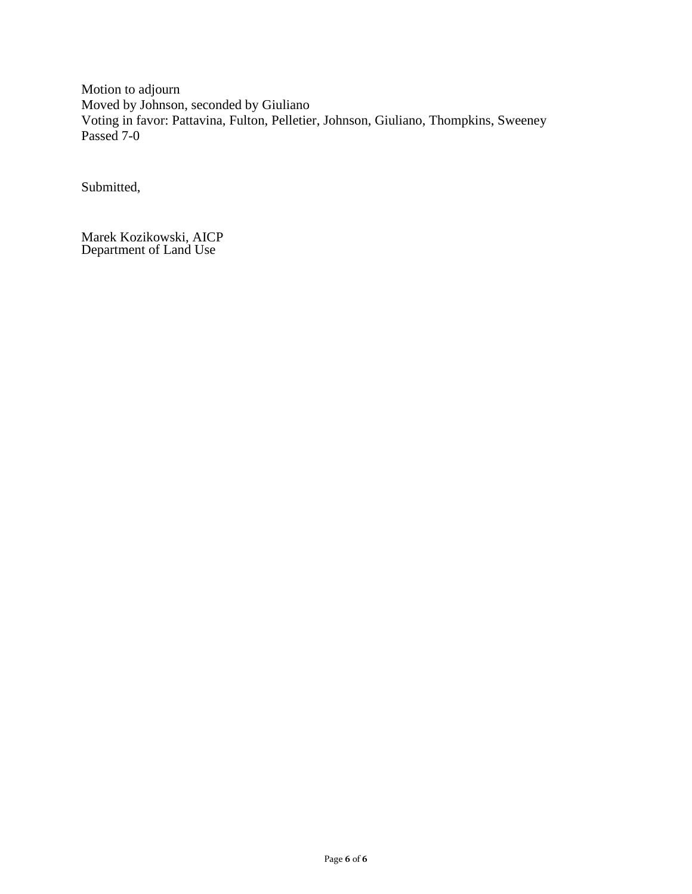Motion to adjourn
Moved by Johnson, seconded by Giuliano
Voting in favor: Pattavina, Fulton, Pelletier, Johnson, Giuliano, Thompkins, Sweeney
Passed 7-0

Submitted,

Marek Kozikowski, AICP
Department of Land Use